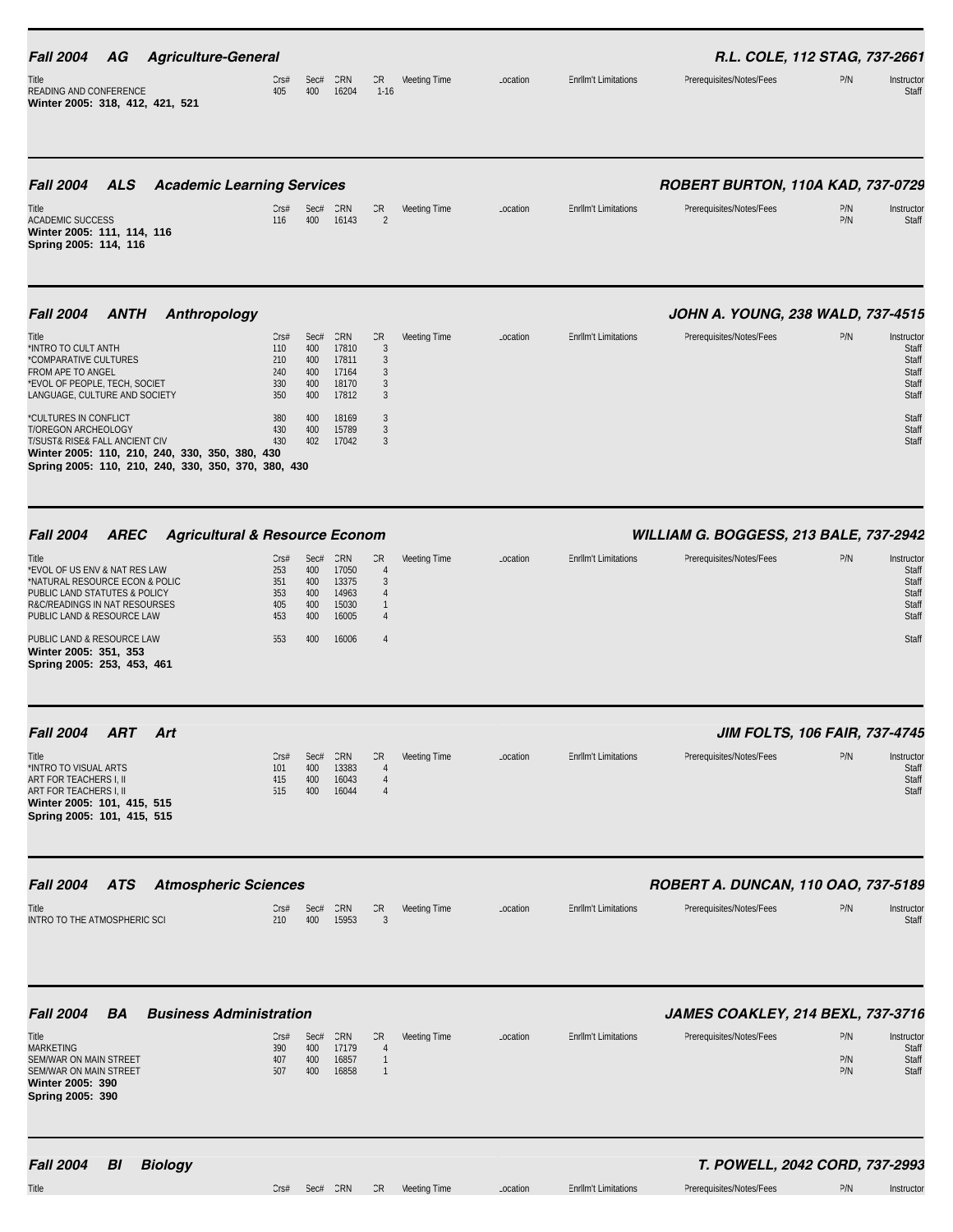## Fall 2004 AG Agriculture-General

**R.L. COLE, 112 STAG, 737-2661**

| Title | Crs# | Sec# | CRN | CR | Meeting Time | Location | Enrllm't Limitations | Prerequisites/Notes/Fees | P/N | Instructor |
|---|---|---|---|---|---|---|---|---|---|---|
| READING AND CONFERENCE | 405 | 400 | 16204 | 1-16 | | | | | | Staff |

**Winter 2005: 318, 412, 421, 521**

## Fall 2004 ALS Academic Learning Services

**ROBERT BURTON, 110A KAD, 737-0729**

| Title | Crs# | Sec# | CRN | CR | Meeting Time | Location | Enrllm't Limitations | Prerequisites/Notes/Fees | P/N | Instructor |
|---|---|---|---|---|---|---|---|---|---|---|
| ACADEMIC SUCCESS | 116 | 400 | 16143 | 2 | | | | | P/N | Staff |

**Winter 2005: 111, 114, 116**
**Spring 2005: 114, 116**

## Fall 2004 ANTH Anthropology

**JOHN A. YOUNG, 238 WALD, 737-4515**

| Title | Crs# | Sec# | CRN | CR | Meeting Time | Location | Enrllm't Limitations | Prerequisites/Notes/Fees | P/N | Instructor |
|---|---|---|---|---|---|---|---|---|---|---|
| *INTRO TO CULT ANTH | 110 | 400 | 17810 | 3 | | | | | | Staff |
| *COMPARATIVE CULTURES | 210 | 400 | 17811 | 3 | | | | | | Staff |
| FROM APE TO ANGEL | 240 | 400 | 17164 | 3 | | | | | | Staff |
| *EVOL OF PEOPLE, TECH, SOCIET | 330 | 400 | 18170 | 3 | | | | | | Staff |
| LANGUAGE, CULTURE AND SOCIETY | 350 | 400 | 17812 | 3 | | | | | | Staff |
| *CULTURES IN CONFLICT | 380 | 400 | 18169 | 3 | | | | | | Staff |
| T/OREGON ARCHEOLOGY | 430 | 400 | 15789 | 3 | | | | | | Staff |
| T/SUST& RISE& FALL ANCIENT CIV | 430 | 402 | 17042 | 3 | | | | | | Staff |

**Winter 2005: 110, 210, 240, 330, 350, 380, 430**
**Spring 2005: 110, 210, 240, 330, 350, 370, 380, 430**

## Fall 2004 AREC Agricultural & Resource Econom

**WILLIAM G. BOGGESS, 213 BALE, 737-2942**

| Title | Crs# | Sec# | CRN | CR | Meeting Time | Location | Enrllm't Limitations | Prerequisites/Notes/Fees | P/N | Instructor |
|---|---|---|---|---|---|---|---|---|---|---|
| *EVOL OF US ENV & NAT RES LAW | 253 | 400 | 17050 | 4 | | | | | | Staff |
| *NATURAL RESOURCE ECON & POLIC | 351 | 400 | 13375 | 3 | | | | | | Staff |
| PUBLIC LAND STATUTES & POLICY | 353 | 400 | 14963 | 4 | | | | | | Staff |
| R&C/READINGS IN NAT RESOURSES | 405 | 400 | 15030 | 1 | | | | | | Staff |
| PUBLIC LAND & RESOURCE LAW | 453 | 400 | 16005 | 4 | | | | | | Staff |
| PUBLIC LAND & RESOURCE LAW | 553 | 400 | 16006 | 4 | | | | | | Staff |

**Winter 2005: 351, 353**
**Spring 2005: 253, 453, 461**

## Fall 2004 ART Art

**JIM FOLTS, 106 FAIR, 737-4745**

| Title | Crs# | Sec# | CRN | CR | Meeting Time | Location | Enrllm't Limitations | Prerequisites/Notes/Fees | P/N | Instructor |
|---|---|---|---|---|---|---|---|---|---|---|
| *INTRO TO VISUAL ARTS | 101 | 400 | 13383 | 4 | | | | | | Staff |
| ART FOR TEACHERS I, II | 415 | 400 | 16043 | 4 | | | | | | Staff |
| ART FOR TEACHERS I, II | 515 | 400 | 16044 | 4 | | | | | | Staff |

**Winter 2005: 101, 415, 515**
**Spring 2005: 101, 415, 515**

## Fall 2004 ATS Atmospheric Sciences

**ROBERT A. DUNCAN, 110 OAO, 737-5189**

| Title | Crs# | Sec# | CRN | CR | Meeting Time | Location | Enrllm't Limitations | Prerequisites/Notes/Fees | P/N | Instructor |
|---|---|---|---|---|---|---|---|---|---|---|
| INTRO TO THE ATMOSPHERIC SCI | 210 | 400 | 15953 | 3 | | | | | | Staff |

## Fall 2004 BA Business Administration

**JAMES COAKLEY, 214 BEXL, 737-3716**

| Title | Crs# | Sec# | CRN | CR | Meeting Time | Location | Enrllm't Limitations | Prerequisites/Notes/Fees | P/N | Instructor |
|---|---|---|---|---|---|---|---|---|---|---|
| MARKETING | 390 | 400 | 17179 | 4 | | | | | | Staff |
| SEM/WAR ON MAIN STREET | 407 | 400 | 16857 | 1 | | | | | P/N | Staff |
| SEM/WAR ON MAIN STREET | 507 | 400 | 16858 | 1 | | | | | P/N | Staff |

**Winter 2005: 390**
**Spring 2005: 390**

## Fall 2004 BI Biology

**T. POWELL, 2042 CORD, 737-2993**

| Title | Crs# | Sec# | CRN | CR | Meeting Time | Location | Enrllm't Limitations | Prerequisites/Notes/Fees | P/N | Instructor |
|---|---|---|---|---|---|---|---|---|---|---|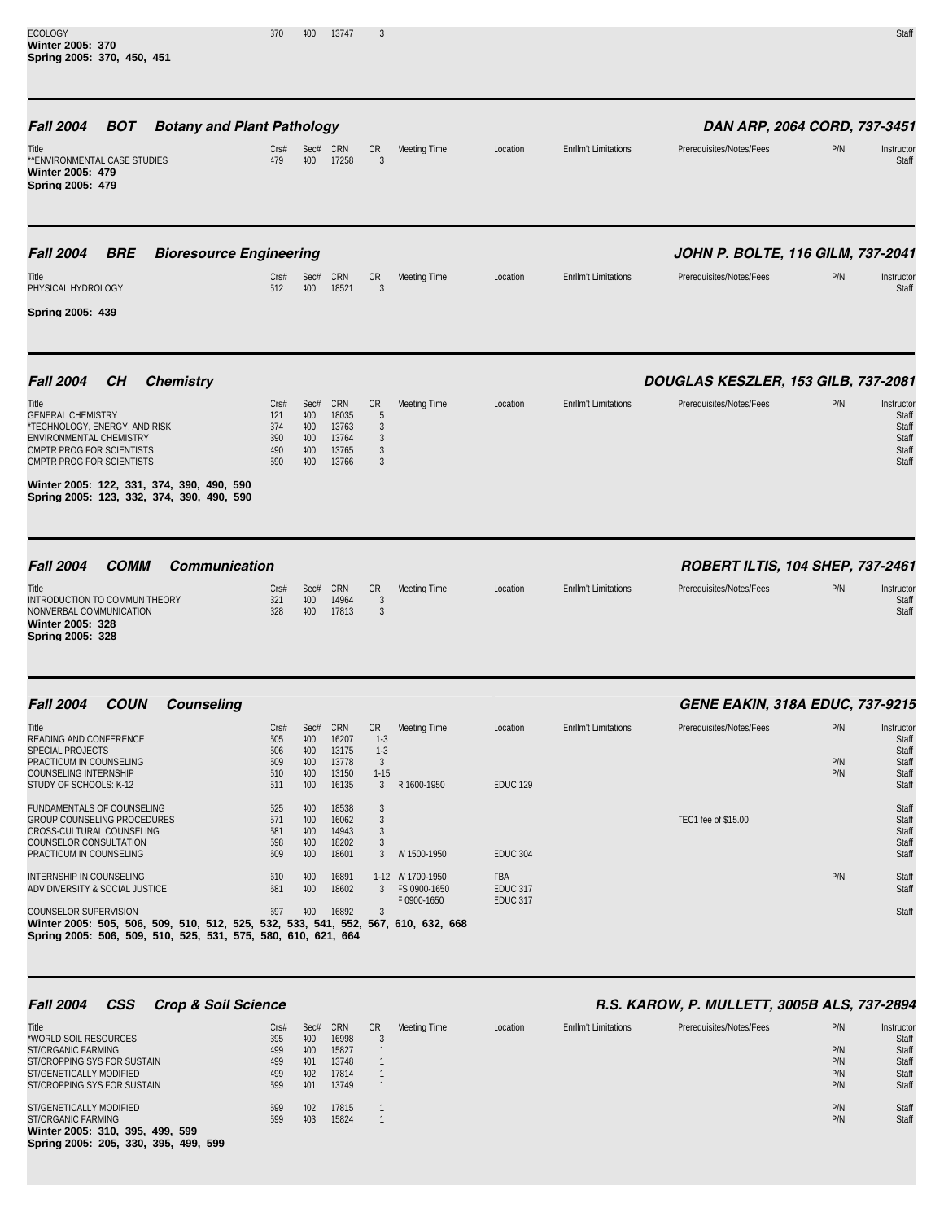| Title | Crs# | Sec# | CRN | CR | Meeting Time | Location | Enrllm't Limitations | Prerequisites/Notes/Fees | P/N | Instructor |
|---|---|---|---|---|---|---|---|---|---|---|
| ECOLOGY | 370 | 400 | 13747 | 3 | | | | | | Staff |

**Winter 2005: 370**
**Spring 2005: 370, 450, 451**

## *Fall 2004 BOT Botany and Plant Pathology*

***DAN ARP, 2064 CORD, 737-3451***

| Title | Crs# | Sec# | CRN | CR | Meeting Time | Location | Enrllm't Limitations | Prerequisites/Notes/Fees | P/N | Instructor |
|---|---|---|---|---|---|---|---|---|---|---|
| **ENVIRONMENTAL CASE STUDIES | 479 | 400 | 17258 | 3 | | | | | | Staff |

**Winter 2005: 479**
**Spring 2005: 479**

## *Fall 2004 BRE Bioresource Engineering*

***JOHN P. BOLTE, 116 GILM, 737-2041***

| Title | Crs# | Sec# | CRN | CR | Meeting Time | Location | Enrllm't Limitations | Prerequisites/Notes/Fees | P/N | Instructor |
|---|---|---|---|---|---|---|---|---|---|---|
| PHYSICAL HYDROLOGY | 512 | 400 | 18521 | 3 | | | | | | Staff |

**Spring 2005: 439**

## *Fall 2004 CH Chemistry*

***DOUGLAS KESZLER, 153 GILB, 737-2081***

| Title | Crs# | Sec# | CRN | CR | Meeting Time | Location | Enrllm't Limitations | Prerequisites/Notes/Fees | P/N | Instructor |
|---|---|---|---|---|---|---|---|---|---|---|
| GENERAL CHEMISTRY | 121 | 400 | 18035 | 5 | | | | | | Staff |
| *TECHNOLOGY, ENERGY, AND RISK | 374 | 400 | 13763 | 3 | | | | | | Staff |
| ENVIRONMENTAL CHEMISTRY | 390 | 400 | 13764 | 3 | | | | | | Staff |
| CMPTR PROG FOR SCIENTISTS | 490 | 400 | 13765 | 3 | | | | | | Staff |
| CMPTR PROG FOR SCIENTISTS | 590 | 400 | 13766 | 3 | | | | | | Staff |

**Winter 2005: 122, 331, 374, 390, 490, 590**
**Spring 2005: 123, 332, 374, 390, 490, 590**

## *Fall 2004 COMM Communication*

***ROBERT ILTIS, 104 SHEP, 737-2461***

| Title | Crs# | Sec# | CRN | CR | Meeting Time | Location | Enrllm't Limitations | Prerequisites/Notes/Fees | P/N | Instructor |
|---|---|---|---|---|---|---|---|---|---|---|
| INTRODUCTION TO COMMUN THEORY | 321 | 400 | 14964 | 3 | | | | | | Staff |
| NONVERBAL COMMUNICATION | 328 | 400 | 17813 | 3 | | | | | | Staff |

**Winter 2005: 328**
**Spring 2005: 328**

## *Fall 2004 COUN Counseling*

***GENE EAKIN, 318A EDUC, 737-9215***

| Title | Crs# | Sec# | CRN | CR | Meeting Time | Location | Enrllm't Limitations | Prerequisites/Notes/Fees | P/N | Instructor |
|---|---|---|---|---|---|---|---|---|---|---|
| READING AND CONFERENCE | 505 | 400 | 16207 | 1-3 | | | | | | Staff |
| SPECIAL PROJECTS | 506 | 400 | 13175 | 1-3 | | | | | | Staff |
| PRACTICUM IN COUNSELING | 509 | 400 | 13778 | 3 | | | | | P/N | Staff |
| COUNSELING INTERNSHIP | 510 | 400 | 13150 | 1-15 | | | | | P/N | Staff |
| STUDY OF SCHOOLS: K-12 | 511 | 400 | 16135 | 3 | R 1600-1950 | EDUC 129 | | | | Staff |
| FUNDAMENTALS OF COUNSELING | 525 | 400 | 18538 | 3 | | | | | | Staff |
| GROUP COUNSELING PROCEDURES | 571 | 400 | 16062 | 3 | | | | TEC1 fee of $15.00 | | Staff |
| CROSS-CULTURAL COUNSELING | 581 | 400 | 14943 | 3 | | | | | | Staff |
| COUNSELOR CONSULTATION | 598 | 400 | 18202 | 3 | | | | | | Staff |
| PRACTICUM IN COUNSELING | 609 | 400 | 18601 | 3 | W 1500-1950 | EDUC 304 | | | | Staff |
| INTERNSHIP IN COUNSELING | 610 | 400 | 16891 | 1-12 | W 1700-1950 | TBA | | | P/N | Staff |
| ADV DIVERSITY & SOCIAL JUSTICE | 681 | 400 | 18602 | 3 | FS 0900-1650<br>F 0900-1650 | EDUC 317<br>EDUC 317 | | | | Staff |
| COUNSELOR SUPERVISION | 697 | 400 | 16892 | 3 | | | | | | Staff |

**Winter 2005: 505, 506, 509, 510, 512, 525, 532, 533, 541, 552, 567, 610, 632, 668**
**Spring 2005: 506, 509, 510, 525, 531, 575, 580, 610, 621, 664**

## *Fall 2004 CSS Crop & Soil Science*

***R.S. KAROW, P. MULLETT, 3005B ALS, 737-2894***

| Title | Crs# | Sec# | CRN | CR | Meeting Time | Location | Enrllm't Limitations | Prerequisites/Notes/Fees | P/N | Instructor |
|---|---|---|---|---|---|---|---|---|---|---|
| *WORLD SOIL RESOURCES | 395 | 400 | 16998 | 3 | | | | | | Staff |
| ST/ORGANIC FARMING | 499 | 400 | 15827 | 1 | | | | | P/N | Staff |
| ST/CROPPING SYS FOR SUSTAIN | 499 | 401 | 13748 | 1 | | | | | P/N | Staff |
| ST/GENETICALLY MODIFIED | 499 | 402 | 17814 | 1 | | | | | P/N | Staff |
| ST/CROPPING SYS FOR SUSTAIN | 599 | 401 | 13749 | 1 | | | | | P/N | Staff |
| ST/GENETICALLY MODIFIED | 599 | 402 | 17815 | 1 | | | | | P/N | Staff |
| ST/ORGANIC FARMING | 599 | 403 | 15824 | 1 | | | | | P/N | Staff |

**Winter 2005: 310, 395, 499, 599**
**Spring 2005: 205, 330, 395, 499, 599**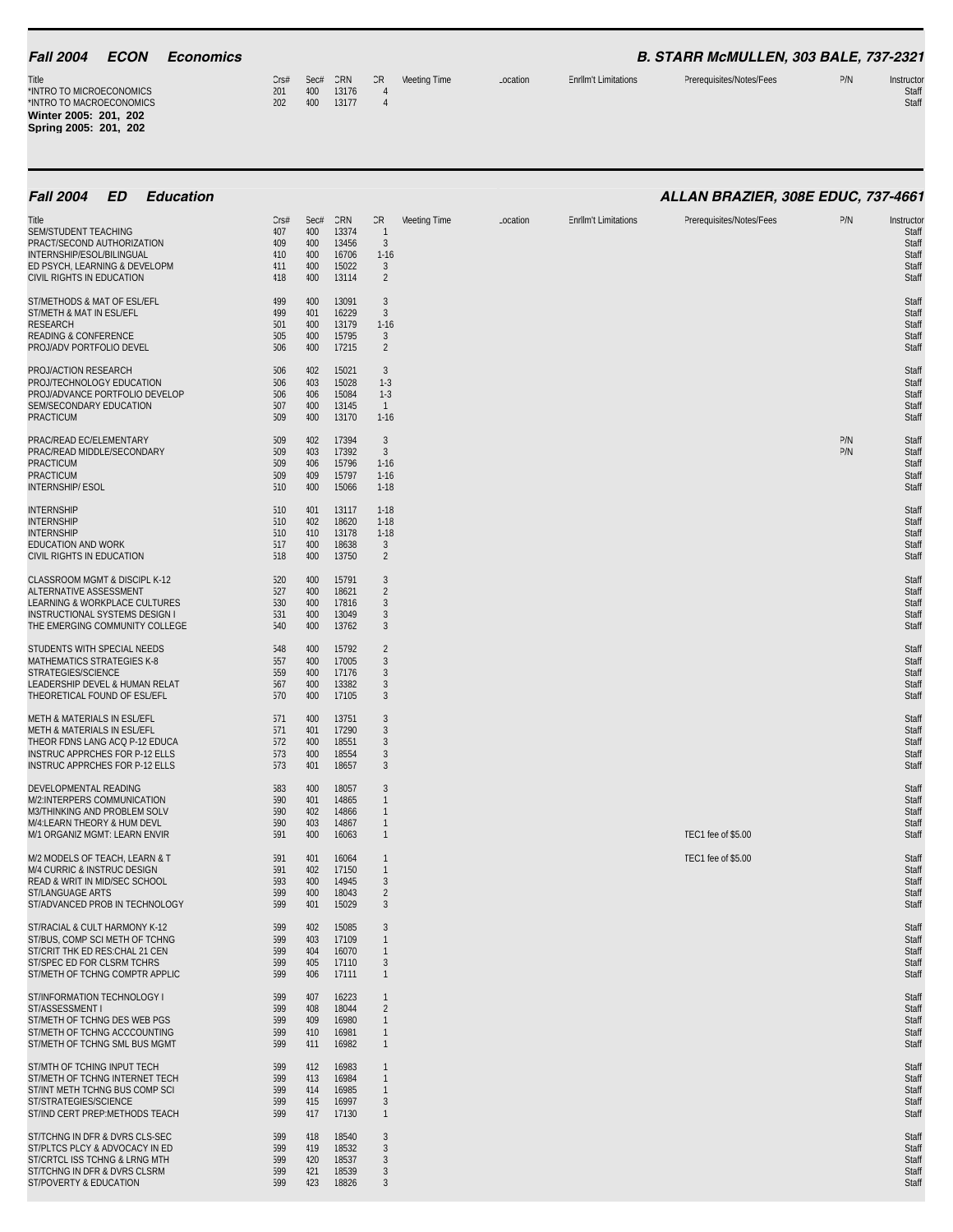## Fall 2004 ECON Economics — B. STARR McMULLEN, 303 BALE, 737-2321

| Title | Crs# | Sec# | CRN | CR | Meeting Time | Location | Enrllm't Limitations | Prerequisites/Notes/Fees | P/N | Instructor |
|---|---|---|---|---|---|---|---|---|---|---|
| *INTRO TO MICROECONOMICS | 201 | 400 | 13176 | 4 | | | | | | Staff |
| *INTRO TO MACROECONOMICS | 202 | 400 | 13177 | 4 | | | | | | Staff |

**Winter 2005: 201, 202**
**Spring 2005: 201, 202**

## Fall 2004 ED Education — ALLAN BRAZIER, 308E EDUC, 737-4661

| Title | Crs# | Sec# | CRN | CR | Meeting Time | Location | Enrllm't Limitations | Prerequisites/Notes/Fees | P/N | Instructor |
|---|---|---|---|---|---|---|---|---|---|---|
| SEM/STUDENT TEACHING | 407 | 400 | 13374 | 1 | | | | | | Staff |
| PRACT/SECOND AUTHORIZATION | 409 | 400 | 13456 | 3 | | | | | | Staff |
| INTERNSHIP/ESOL/BILINGUAL | 410 | 400 | 16706 | 1-16 | | | | | | Staff |
| ED PSYCH, LEARNING & DEVELOPM | 411 | 400 | 15022 | 3 | | | | | | Staff |
| CIVIL RIGHTS IN EDUCATION | 418 | 400 | 13114 | 2 | | | | | | Staff |
| ST/METHODS & MAT OF ESL/EFL | 499 | 400 | 13091 | 3 | | | | | | Staff |
| ST/METH & MAT IN ESL/EFL | 499 | 401 | 16229 | 3 | | | | | | Staff |
| RESEARCH | 501 | 400 | 13179 | 1-16 | | | | | | Staff |
| READING & CONFERENCE | 505 | 400 | 15795 | 3 | | | | | | Staff |
| PROJ/ADV PORTFOLIO DEVEL | 506 | 400 | 17215 | 2 | | | | | | Staff |
| PROJ/ACTION RESEARCH | 506 | 402 | 15021 | 3 | | | | | | Staff |
| PROJ/TECHNOLOGY EDUCATION | 506 | 403 | 15028 | 1-3 | | | | | | Staff |
| PROJ/ADVANCE PORTFOLIO DEVELOP | 506 | 406 | 15084 | 1-3 | | | | | | Staff |
| SEM/SECONDARY EDUCATION | 507 | 400 | 13145 | 1 | | | | | | Staff |
| PRACTICUM | 509 | 400 | 13170 | 1-16 | | | | | | Staff |
| PRAC/READ EC/ELEMENTARY | 509 | 402 | 17394 | 3 | | | | | P/N | Staff |
| PRAC/READ MIDDLE/SECONDARY | 509 | 403 | 17392 | 3 | | | | | P/N | Staff |
| PRACTICUM | 509 | 406 | 15796 | 1-16 | | | | | | Staff |
| PRACTICUM | 509 | 409 | 15797 | 1-16 | | | | | | Staff |
| INTERNSHIP/ ESOL | 510 | 400 | 15066 | 1-18 | | | | | | Staff |
| INTERNSHIP | 510 | 401 | 13117 | 1-18 | | | | | | Staff |
| INTERNSHIP | 510 | 402 | 18620 | 1-18 | | | | | | Staff |
| INTERNSHIP | 510 | 410 | 13178 | 1-18 | | | | | | Staff |
| EDUCATION AND WORK | 517 | 400 | 18638 | 3 | | | | | | Staff |
| CIVIL RIGHTS IN EDUCATION | 518 | 400 | 13750 | 2 | | | | | | Staff |
| CLASSROOM MGMT & DISCIPL K-12 | 520 | 400 | 15791 | 3 | | | | | | Staff |
| ALTERNATIVE ASSESSMENT | 527 | 400 | 18621 | 2 | | | | | | Staff |
| LEARNING & WORKPLACE CULTURES | 530 | 400 | 17816 | 3 | | | | | | Staff |
| INSTRUCTIONAL SYSTEMS DESIGN I | 531 | 400 | 13049 | 3 | | | | | | Staff |
| THE EMERGING COMMUNITY COLLEGE | 540 | 400 | 13762 | 3 | | | | | | Staff |
| STUDENTS WITH SPECIAL NEEDS | 548 | 400 | 15792 | 2 | | | | | | Staff |
| MATHEMATICS STRATEGIES K-8 | 557 | 400 | 17005 | 3 | | | | | | Staff |
| STRATEGIES/SCIENCE | 559 | 400 | 17176 | 3 | | | | | | Staff |
| LEADERSHIP DEVEL & HUMAN RELAT | 567 | 400 | 13382 | 3 | | | | | | Staff |
| THEORETICAL FOUND OF ESL/EFL | 570 | 400 | 17105 | 3 | | | | | | Staff |
| METH & MATERIALS IN ESL/EFL | 571 | 400 | 13751 | 3 | | | | | | Staff |
| METH & MATERIALS IN ESL/EFL | 571 | 401 | 17290 | 3 | | | | | | Staff |
| THEOR FDNS LANG ACQ P-12 EDUCA | 572 | 400 | 18551 | 3 | | | | | | Staff |
| INSTRUC APPRCHES FOR P-12 ELLS | 573 | 400 | 18554 | 3 | | | | | | Staff |
| INSTRUC APPRCHES FOR P-12 ELLS | 573 | 401 | 18657 | 3 | | | | | | Staff |
| DEVELOPMENTAL READING | 583 | 400 | 18057 | 3 | | | | | | Staff |
| M/2:INTERPERS COMMUNICATION | 590 | 401 | 14865 | 1 | | | | | | Staff |
| M3/THINKING AND PROBLEM SOLV | 590 | 402 | 14866 | 1 | | | | | | Staff |
| M/4:LEARN THEORY & HUM DEVL | 590 | 403 | 14867 | 1 | | | | | | Staff |
| M/1 ORGANIZ MGMT: LEARN ENVIR | 591 | 400 | 16063 | 1 | | | | TEC1 fee of $5.00 | | Staff |
| M/2 MODELS OF TEACH, LEARN & T | 591 | 401 | 16064 | 1 | | | | TEC1 fee of $5.00 | | Staff |
| M/4 CURRIC & INSTRUC DESIGN | 591 | 402 | 17150 | 1 | | | | | | Staff |
| READ & WRIT IN MID/SEC SCHOOL | 593 | 400 | 14945 | 3 | | | | | | Staff |
| ST/LANGUAGE ARTS | 599 | 400 | 18043 | 2 | | | | | | Staff |
| ST/ADVANCED PROB IN TECHNOLOGY | 599 | 401 | 15029 | 3 | | | | | | Staff |
| ST/RACIAL & CULT HARMONY K-12 | 599 | 402 | 15085 | 3 | | | | | | Staff |
| ST/BUS, COMP SCI METH OF TCHG | 599 | 403 | 17109 | 1 | | | | | | Staff |
| ST/CRIT THK ED RES:CHAL 21 CEN | 599 | 404 | 16070 | 1 | | | | | | Staff |
| ST/SPEC ED FOR CLSRM TCHRS | 599 | 405 | 17110 | 3 | | | | | | Staff |
| ST/METH OF TCHNG COMPTR APPLIC | 599 | 406 | 17111 | 1 | | | | | | Staff |
| ST/INFORMATION TECHNOLOGY I | 599 | 407 | 16223 | 1 | | | | | | Staff |
| ST/ASSESSMENT I | 599 | 408 | 18044 | 2 | | | | | | Staff |
| ST/METH OF TCHNG DES WEB PGS | 599 | 409 | 16980 | 1 | | | | | | Staff |
| ST/METH OF TCHNG ACCCOUNTING | 599 | 410 | 16981 | 1 | | | | | | Staff |
| ST/METH OF TCHNG SML BUS MGMT | 599 | 411 | 16982 | 1 | | | | | | Staff |
| ST/MTH OF TCHING INPUT TECH | 599 | 412 | 16983 | 1 | | | | | | Staff |
| ST/METH OF TCHNG INTERNET TECH | 599 | 413 | 16984 | 1 | | | | | | Staff |
| ST/INT METH TCHNG BUS COMP SCI | 599 | 414 | 16985 | 1 | | | | | | Staff |
| ST/STRATEGIES/SCIENCE | 599 | 415 | 16997 | 3 | | | | | | Staff |
| ST/IND CERT PREP:METHODS TEACH | 599 | 417 | 17130 | 1 | | | | | | Staff |
| ST/TCHNG IN DFR & DVRS CLS-SEC | 599 | 418 | 18540 | 3 | | | | | | Staff |
| ST/PLTCS PLCY & ADVOCACY IN ED | 599 | 419 | 18532 | 3 | | | | | | Staff |
| ST/CRTCL ISS TCHNG & LRNG MTH | 599 | 420 | 18537 | 3 | | | | | | Staff |
| ST/TCHNG IN DFR & DVRS CLSRM | 599 | 421 | 18539 | 3 | | | | | | Staff |
| ST/POVERTY & EDUCATION | 599 | 423 | 18826 | 3 | | | | | | Staff |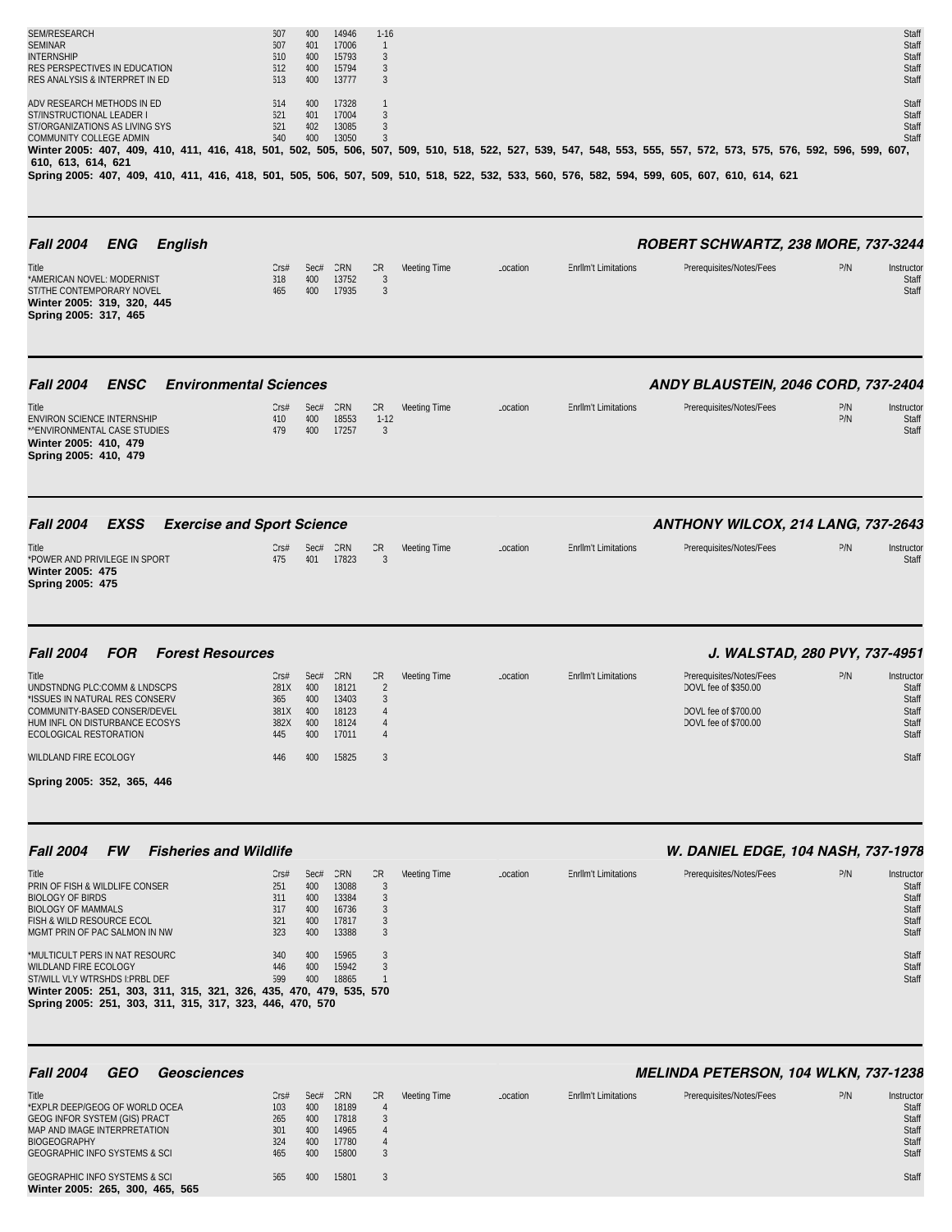| Title | Crs# | Sec# | CRN | CR | Meeting Time | Location | Enrllm't Limitations | Prerequisites/Notes/Fees | P/N | Instructor |
|---|---|---|---|---|---|---|---|---|---|---|
| SEM/RESEARCH | 507 | 400 | 14946 | 1-16 | | | | | | Staff |
| SEMINAR | 507 | 401 | 17006 | 1 | | | | | | Staff |
| INTERNSHIP | 510 | 400 | 15793 | 3 | | | | | | Staff |
| RES PERSPECTIVES IN EDUCATION | 512 | 400 | 15794 | 3 | | | | | | Staff |
| RES ANALYSIS & INTERPRET IN ED | 513 | 400 | 13777 | 3 | | | | | | Staff |
| ADV RESEARCH METHODS IN ED | 514 | 400 | 17328 | 1 | | | | | | Staff |
| ST/INSTRUCTIONAL LEADER I | 521 | 401 | 17004 | 3 | | | | | | Staff |
| ST/ORGANIZATIONS AS LIVING SYS | 521 | 402 | 13085 | 3 | | | | | | Staff |
| COMMUNITY COLLEGE ADMIN | 540 | 400 | 13050 | 3 | | | | | | Staff |

**Winter 2005: 407, 409, 410, 411, 416, 418, 501, 502, 505, 506, 507, 509, 510, 518, 522, 527, 539, 547, 548, 553, 555, 557, 572, 573, 575, 576, 592, 596, 599, 607, 610, 613, 614, 621**

**Spring 2005: 407, 409, 410, 411, 416, 418, 501, 505, 506, 507, 509, 510, 518, 522, 532, 533, 560, 576, 582, 594, 599, 605, 607, 610, 614, 621**

## Fall 2004 ENG English — ROBERT SCHWARTZ, 238 MORE, 737-3244

| Title | Crs# | Sec# | CRN | CR | Meeting Time | Location | Enrllm't Limitations | Prerequisites/Notes/Fees | P/N | Instructor |
|---|---|---|---|---|---|---|---|---|---|---|
| *AMERICAN NOVEL: MODERNIST | 318 | 400 | 13752 | 3 | | | | | | Staff |
| ST/THE CONTEMPORARY NOVEL | 465 | 400 | 17935 | 3 | | | | | | Staff |

**Winter 2005: 319, 320, 445**

**Spring 2005: 317, 465**

## Fall 2004 ENSC Environmental Sciences — ANDY BLAUSTEIN, 2046 CORD, 737-2404

| Title | Crs# | Sec# | CRN | CR | Meeting Time | Location | Enrllm't Limitations | Prerequisites/Notes/Fees | P/N | Instructor |
|---|---|---|---|---|---|---|---|---|---|---|
| ENVIRON SCIENCE INTERNSHIP | 410 | 400 | 18553 | 1-12 | | | | | P/N | Staff |
| **ENVIRONMENTAL CASE STUDIES | 479 | 400 | 17257 | 3 | | | | | P/N | Staff |

**Winter 2005: 410, 479**

**Spring 2005: 410, 479**

## Fall 2004 EXSS Exercise and Sport Science — ANTHONY WILCOX, 214 LANG, 737-2643

| Title | Crs# | Sec# | CRN | CR | Meeting Time | Location | Enrllm't Limitations | Prerequisites/Notes/Fees | P/N | Instructor |
|---|---|---|---|---|---|---|---|---|---|---|
| *POWER AND PRIVILEGE IN SPORT | 475 | 401 | 17823 | 3 | | | | | | Staff |

**Winter 2005: 475**

**Spring 2005: 475**

## Fall 2004 FOR Forest Resources — J. WALSTAD, 280 PVY, 737-4951

| Title | Crs# | Sec# | CRN | CR | Meeting Time | Location | Enrllm't Limitations | Prerequisites/Notes/Fees | P/N | Instructor |
|---|---|---|---|---|---|---|---|---|---|---|
| UNDSTNDNG PLC:COMM & LNDSCPS | 281X | 400 | 18121 | 2 | | | | DOVL fee of $350.00 | | Staff |
| *ISSUES IN NATURAL RES CONSERV | 365 | 400 | 13403 | 3 | | | | | | Staff |
| COMMUNITY-BASED CONSER/DEVEL | 381X | 400 | 18123 | 4 | | | | DOVL fee of $700.00 | | Staff |
| HUM INFL ON DISTURBANCE ECOSYS | 382X | 400 | 18124 | 4 | | | | DOVL fee of $700.00 | | Staff |
| ECOLOGICAL RESTORATION | 445 | 400 | 17011 | 4 | | | | | | Staff |
| WILDLAND FIRE ECOLOGY | 446 | 400 | 15825 | 3 | | | | | | Staff |

**Spring 2005: 352, 365, 446**

## Fall 2004 FW Fisheries and Wildlife — W. DANIEL EDGE, 104 NASH, 737-1978

| Title | Crs# | Sec# | CRN | CR | Meeting Time | Location | Enrllm't Limitations | Prerequisites/Notes/Fees | P/N | Instructor |
|---|---|---|---|---|---|---|---|---|---|---|
| PRIN OF FISH & WILDLIFE CONSER | 251 | 400 | 13088 | 3 | | | | | | Staff |
| BIOLOGY OF BIRDS | 311 | 400 | 13384 | 3 | | | | | | Staff |
| BIOLOGY OF MAMMALS | 317 | 400 | 16736 | 3 | | | | | | Staff |
| FISH & WILD RESOURCE ECOL | 321 | 400 | 17817 | 3 | | | | | | Staff |
| MGMT PRIN OF PAC SALMON IN NW | 323 | 400 | 13388 | 3 | | | | | | Staff |
| *MULTICULT PERS IN NAT RESOURC | 340 | 400 | 15965 | 3 | | | | | | Staff |
| WILDLAND FIRE ECOLOGY | 446 | 400 | 15942 | 3 | | | | | | Staff |
| ST/WILL VLY WTRSHDS I:PRBL DEF | 599 | 400 | 18865 | 1 | | | | | | Staff |

**Winter 2005: 251, 303, 311, 315, 321, 326, 435, 470, 479, 535, 570**

**Spring 2005: 251, 303, 311, 315, 317, 323, 446, 470, 570**

## Fall 2004 GEO Geosciences — MELINDA PETERSON, 104 WLKN, 737-1238

| Title | Crs# | Sec# | CRN | CR | Meeting Time | Location | Enrllm't Limitations | Prerequisites/Notes/Fees | P/N | Instructor |
|---|---|---|---|---|---|---|---|---|---|---|
| *EXPLR DEEP/GEOG OF WORLD OCEA | 103 | 400 | 18189 | 4 | | | | | | Staff |
| GEOG INFOR SYSTEM (GIS) PRACT | 265 | 400 | 17818 | 3 | | | | | | Staff |
| MAP AND IMAGE INTERPRETATION | 301 | 400 | 14965 | 4 | | | | | | Staff |
| BIOGEOGRAPHY | 324 | 400 | 17780 | 4 | | | | | | Staff |
| GEOGRAPHIC INFO SYSTEMS & SCI | 465 | 400 | 15800 | 3 | | | | | | Staff |
| GEOGRAPHIC INFO SYSTEMS & SCI | 565 | 400 | 15801 | 3 | | | | | | Staff |

**Winter 2005: 265, 300, 465, 565**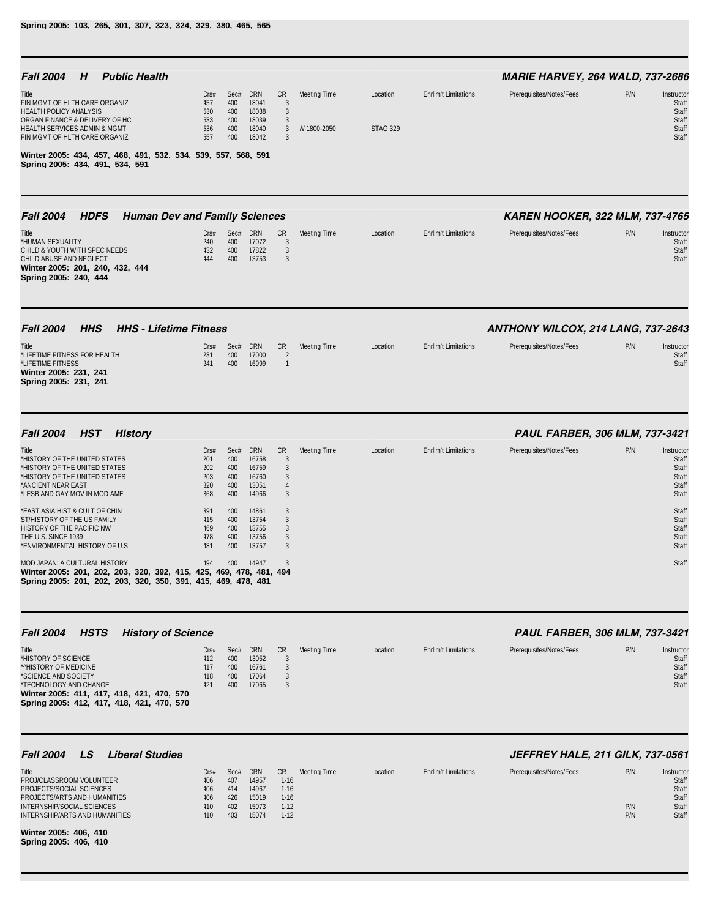**Spring 2005: 103, 265, 301, 307, 323, 324, 329, 380, 465, 565**

## *Fall 2004 H Public Health*

***MARIE HARVEY, 264 WALD, 737-2686***

| Title | Crs# | Sec# | CRN | CR | Meeting Time | Location | Enrllm't Limitations | Prerequisites/Notes/Fees | P/N | Instructor |
|---|---|---|---|---|---|---|---|---|---|---|
| FIN MGMT OF HLTH CARE ORGANIZ | 457 | 400 | 18041 | 3 | | | | | | Staff |
| HEALTH POLICY ANALYSIS | 530 | 400 | 18038 | 3 | | | | | | Staff |
| ORGAN FINANCE & DELIVERY OF HC | 533 | 400 | 18039 | 3 | | | | | | Staff |
| HEALTH SERVICES ADMIN & MGMT | 536 | 400 | 18040 | 3 | W 1800-2050 | STAG 329 | | | | Staff |
| FIN MGMT OF HLTH CARE ORGANIZ | 557 | 400 | 18042 | 3 | | | | | | Staff |

**Winter 2005: 434, 457, 468, 491, 532, 534, 539, 557, 568, 591**
**Spring 2005: 434, 491, 534, 591**

## *Fall 2004 HDFS Human Dev and Family Sciences*

***KAREN HOOKER, 322 MLM, 737-4765***

| Title | Crs# | Sec# | CRN | CR | Meeting Time | Location | Enrllm't Limitations | Prerequisites/Notes/Fees | P/N | Instructor |
|---|---|---|---|---|---|---|---|---|---|---|
| *HUMAN SEXUALITY | 240 | 400 | 17072 | 3 | | | | | | Staff |
| CHILD & YOUTH WITH SPEC NEEDS | 432 | 400 | 17822 | 3 | | | | | | Staff |
| CHILD ABUSE AND NEGLECT | 444 | 400 | 13753 | 3 | | | | | | Staff |

**Winter 2005: 201, 240, 432, 444**
**Spring 2005: 240, 444**

## *Fall 2004 HHS HHS - Lifetime Fitness*

***ANTHONY WILCOX, 214 LANG, 737-2643***

| Title | Crs# | Sec# | CRN | CR | Meeting Time | Location | Enrllm't Limitations | Prerequisites/Notes/Fees | P/N | Instructor |
|---|---|---|---|---|---|---|---|---|---|---|
| *LIFETIME FITNESS FOR HEALTH | 231 | 400 | 17000 | 2 | | | | | | Staff |
| *LIFETIME FITNESS | 241 | 400 | 16999 | 1 | | | | | | Staff |

**Winter 2005: 231, 241**
**Spring 2005: 231, 241**

## *Fall 2004 HST History*

***PAUL FARBER, 306 MLM, 737-3421***

| Title | Crs# | Sec# | CRN | CR | Meeting Time | Location | Enrllm't Limitations | Prerequisites/Notes/Fees | P/N | Instructor |
|---|---|---|---|---|---|---|---|---|---|---|
| *HISTORY OF THE UNITED STATES | 201 | 400 | 16758 | 3 | | | | | | Staff |
| *HISTORY OF THE UNITED STATES | 202 | 400 | 16759 | 3 | | | | | | Staff |
| *HISTORY OF THE UNITED STATES | 203 | 400 | 16760 | 3 | | | | | | Staff |
| *ANCIENT NEAR EAST | 320 | 400 | 13051 | 4 | | | | | | Staff |
| *LESB AND GAY MOV IN MOD AME | 368 | 400 | 14966 | 3 | | | | | | Staff |
| *EAST ASIA:HIST & CULT OF CHIN | 391 | 400 | 14861 | 3 | | | | | | Staff |
| ST/HISTORY OF THE US FAMILY | 415 | 400 | 13754 | 3 | | | | | | Staff |
| HISTORY OF THE PACIFIC NW | 469 | 400 | 13755 | 3 | | | | | | Staff |
| THE U.S. SINCE 1939 | 478 | 400 | 13756 | 3 | | | | | | Staff |
| *ENVIRONMENTAL HISTORY OF U.S. | 481 | 400 | 13757 | 3 | | | | | | Staff |
| MOD JAPAN: A CULTURAL HISTORY | 494 | 400 | 14947 | 3 | | | | | | Staff |

**Winter 2005: 201, 202, 203, 320, 392, 415, 425, 469, 478, 481, 494**
**Spring 2005: 201, 202, 203, 320, 350, 391, 415, 469, 478, 481**

## *Fall 2004 HSTS History of Science*

***PAUL FARBER, 306 MLM, 737-3421***

| Title | Crs# | Sec# | CRN | CR | Meeting Time | Location | Enrllm't Limitations | Prerequisites/Notes/Fees | P/N | Instructor |
|---|---|---|---|---|---|---|---|---|---|---|
| *HISTORY OF SCIENCE | 412 | 400 | 13052 | 3 | | | | | | Staff |
| *^HISTORY OF MEDICINE | 417 | 400 | 16761 | 3 | | | | | | Staff |
| *SCIENCE AND SOCIETY | 418 | 400 | 17064 | 3 | | | | | | Staff |
| *TECHNOLOGY AND CHANGE | 421 | 400 | 17065 | 3 | | | | | | Staff |

**Winter 2005: 411, 417, 418, 421, 470, 570**
**Spring 2005: 412, 417, 418, 421, 470, 570**

## *Fall 2004 LS Liberal Studies*

***JEFFREY HALE, 211 GILK, 737-0561***

| Title | Crs# | Sec# | CRN | CR | Meeting Time | Location | Enrllm't Limitations | Prerequisites/Notes/Fees | P/N | Instructor |
|---|---|---|---|---|---|---|---|---|---|---|
| PROJ/CLASSROOM VOLUNTEER | 406 | 407 | 14957 | 1-16 | | | | | | Staff |
| PROJECTS/SOCIAL SCIENCES | 406 | 414 | 14967 | 1-16 | | | | | | Staff |
| PROJECTS/ARTS AND HUMANITIES | 406 | 426 | 15019 | 1-16 | | | | | | Staff |
| INTERNSHIP/SOCIAL SCIENCES | 410 | 402 | 15073 | 1-12 | | | | | P/N | Staff |
| INTERNSHIP/ARTS AND HUMANITIES | 410 | 403 | 15074 | 1-12 | | | | | P/N | Staff |

**Winter 2005: 406, 410**
**Spring 2005: 406, 410**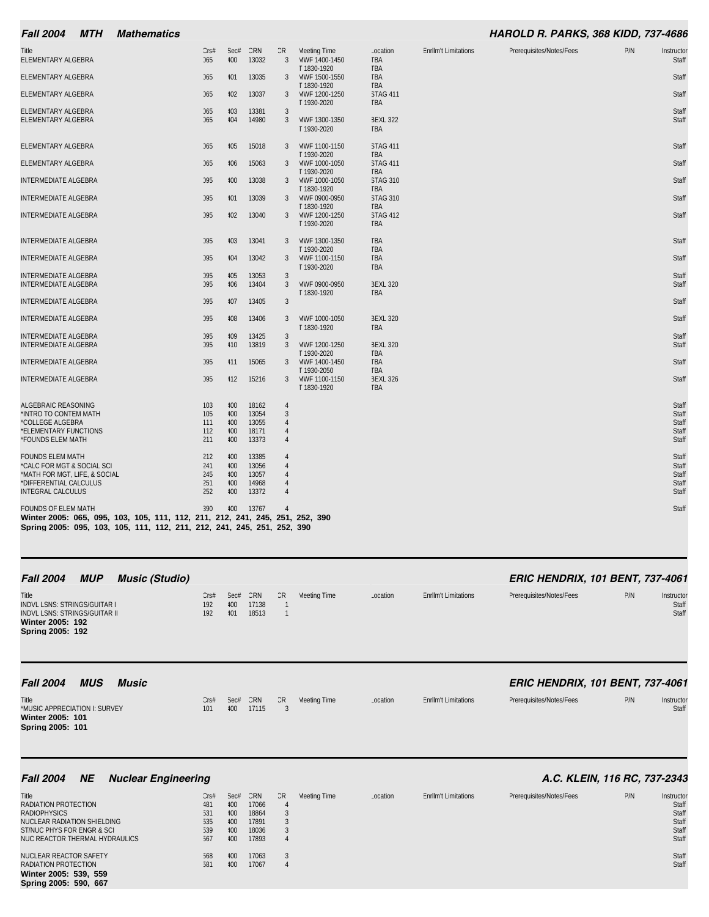## Fall 2004 MTH Mathematics — HAROLD R. PARKS, 368 KIDD, 737-4686

| Title | Crs# | Sec# | CRN | CR | Meeting Time | Location | Enrllm't Limitations | Prerequisites/Notes/Fees | P/N | Instructor |
|---|---|---|---|---|---|---|---|---|---|---|
| ELEMENTARY ALGEBRA | 065 | 400 | 13032 | 3 | MWF 1400-1450<br>T 1830-1920 | TBA<br>TBA | | | | Staff |
| ELEMENTARY ALGEBRA | 065 | 401 | 13035 | 3 | MWF 1500-1550<br>T 1830-1920 | TBA<br>TBA | | | | Staff |
| ELEMENTARY ALGEBRA | 065 | 402 | 13037 | 3 | MWF 1200-1250<br>T 1930-2020 | STAG 411<br>TBA | | | | Staff |
| ELEMENTARY ALGEBRA | 065 | 403 | 13381 | 3 | | | | | | Staff |
| ELEMENTARY ALGEBRA | 065 | 404 | 14980 | 3 | MWF 1300-1350<br>T 1930-2020 | BEXL 322<br>TBA | | | | Staff |
| ELEMENTARY ALGEBRA | 065 | 405 | 15018 | 3 | MWF 1100-1150<br>T 1930-2020 | STAG 411<br>TBA | | | | Staff |
| ELEMENTARY ALGEBRA | 065 | 406 | 15063 | 3 | MWF 1000-1050<br>T 1930-2020 | STAG 411<br>TBA | | | | Staff |
| INTERMEDIATE ALGEBRA | 095 | 400 | 13038 | 3 | MWF 1000-1050<br>T 1830-1920 | STAG 310<br>TBA | | | | Staff |
| INTERMEDIATE ALGEBRA | 095 | 401 | 13039 | 3 | MWF 0900-0950<br>T 1830-1920 | STAG 310<br>TBA | | | | Staff |
| INTERMEDIATE ALGEBRA | 095 | 402 | 13040 | 3 | MWF 1200-1250<br>T 1930-2020 | STAG 412<br>TBA | | | | Staff |
| INTERMEDIATE ALGEBRA | 095 | 403 | 13041 | 3 | MWF 1300-1350<br>T 1930-2020 | TBA<br>TBA | | | | Staff |
| INTERMEDIATE ALGEBRA | 095 | 404 | 13042 | 3 | MWF 1100-1150<br>T 1930-2020 | TBA<br>TBA | | | | Staff |
| INTERMEDIATE ALGEBRA | 095 | 405 | 13053 | 3 | | | | | | Staff |
| INTERMEDIATE ALGEBRA | 095 | 406 | 13404 | 3 | MWF 0900-0950<br>T 1830-1920 | BEXL 320<br>TBA | | | | Staff |
| INTERMEDIATE ALGEBRA | 095 | 407 | 13405 | 3 | | | | | | Staff |
| INTERMEDIATE ALGEBRA | 095 | 408 | 13406 | 3 | MWF 1000-1050<br>T 1830-1920 | BEXL 320<br>TBA | | | | Staff |
| INTERMEDIATE ALGEBRA | 095 | 409 | 13425 | 3 | | | | | | Staff |
| INTERMEDIATE ALGEBRA | 095 | 410 | 13819 | 3 | MWF 1200-1250<br>T 1930-2020 | BEXL 320<br>TBA | | | | Staff |
| INTERMEDIATE ALGEBRA | 095 | 411 | 15065 | 3 | MWF 1400-1450<br>T 1930-2050 | TBA<br>TBA | | | | Staff |
| INTERMEDIATE ALGEBRA | 095 | 412 | 15216 | 3 | MWF 1100-1150<br>T 1830-1920 | BEXL 326<br>TBA | | | | Staff |
| ALGEBRAIC REASONING | 103 | 400 | 18162 | 4 | | | | | | Staff |
| *INTRO TO CONTEM MATH | 105 | 400 | 13054 | 3 | | | | | | Staff |
| *COLLEGE ALGEBRA | 111 | 400 | 13055 | 4 | | | | | | Staff |
| *ELEMENTARY FUNCTIONS | 112 | 400 | 18171 | 4 | | | | | | Staff |
| *FOUNDS ELEM MATH | 211 | 400 | 13373 | 4 | | | | | | Staff |
| FOUNDS ELEM MATH | 212 | 400 | 13385 | 4 | | | | | | Staff |
| *CALC FOR MGT & SOCIAL SCI | 241 | 400 | 13056 | 4 | | | | | | Staff |
| *MATH FOR MGT, LIFE, & SOCIAL | 245 | 400 | 13057 | 4 | | | | | | Staff |
| *DIFFERENTIAL CALCULUS | 251 | 400 | 14968 | 4 | | | | | | Staff |
| INTEGRAL CALCULUS | 252 | 400 | 13372 | 4 | | | | | | Staff |
| FOUNDS OF ELEM MATH | 390 | 400 | 13767 | 4 | | | | | | Staff |

**Winter 2005: 065, 095, 103, 105, 111, 112, 211, 212, 241, 245, 251, 252, 390**
**Spring 2005: 095, 103, 105, 111, 112, 211, 212, 241, 245, 251, 252, 390**

## Fall 2004 MUP Music (Studio) — ERIC HENDRIX, 101 BENT, 737-4061

| Title | Crs# | Sec# | CRN | CR | Meeting Time | Location | Enrllm't Limitations | Prerequisites/Notes/Fees | P/N | Instructor |
|---|---|---|---|---|---|---|---|---|---|---|
| INDVL LSNS: STRINGS/GUITAR I | 192 | 400 | 17138 | 1 | | | | | | Staff |
| INDVL LSNS: STRINGS/GUITAR II | 192 | 401 | 18513 | 1 | | | | | | Staff |

**Winter 2005: 192**
**Spring 2005: 192**

## Fall 2004 MUS Music — ERIC HENDRIX, 101 BENT, 737-4061

| Title | Crs# | Sec# | CRN | CR | Meeting Time | Location | Enrllm't Limitations | Prerequisites/Notes/Fees | P/N | Instructor |
|---|---|---|---|---|---|---|---|---|---|---|
| *MUSIC APPRECIATION I: SURVEY | 101 | 400 | 17115 | 3 | | | | | | Staff |

**Winter 2005: 101**
**Spring 2005: 101**

## Fall 2004 NE Nuclear Engineering — A.C. KLEIN, 116 RC, 737-2343

| Title | Crs# | Sec# | CRN | CR | Meeting Time | Location | Enrllm't Limitations | Prerequisites/Notes/Fees | P/N | Instructor |
|---|---|---|---|---|---|---|---|---|---|---|
| RADIATION PROTECTION | 481 | 400 | 17066 | 4 | | | | | | Staff |
| RADIOPHYSICS | 531 | 400 | 18864 | 3 | | | | | | Staff |
| NUCLEAR RADIATION SHIELDING | 535 | 400 | 17891 | 3 | | | | | | Staff |
| ST/NUC PHYS FOR ENGR & SCI | 539 | 400 | 18036 | 3 | | | | | | Staff |
| NUC REACTOR THERMAL HYDRAULICS | 567 | 400 | 17893 | 4 | | | | | | Staff |
| NUCLEAR REACTOR SAFETY | 568 | 400 | 17063 | 3 | | | | | | Staff |
| RADIATION PROTECTION | 581 | 400 | 17067 | 4 | | | | | | Staff |

**Winter 2005: 539, 559**
**Spring 2005: 590, 667**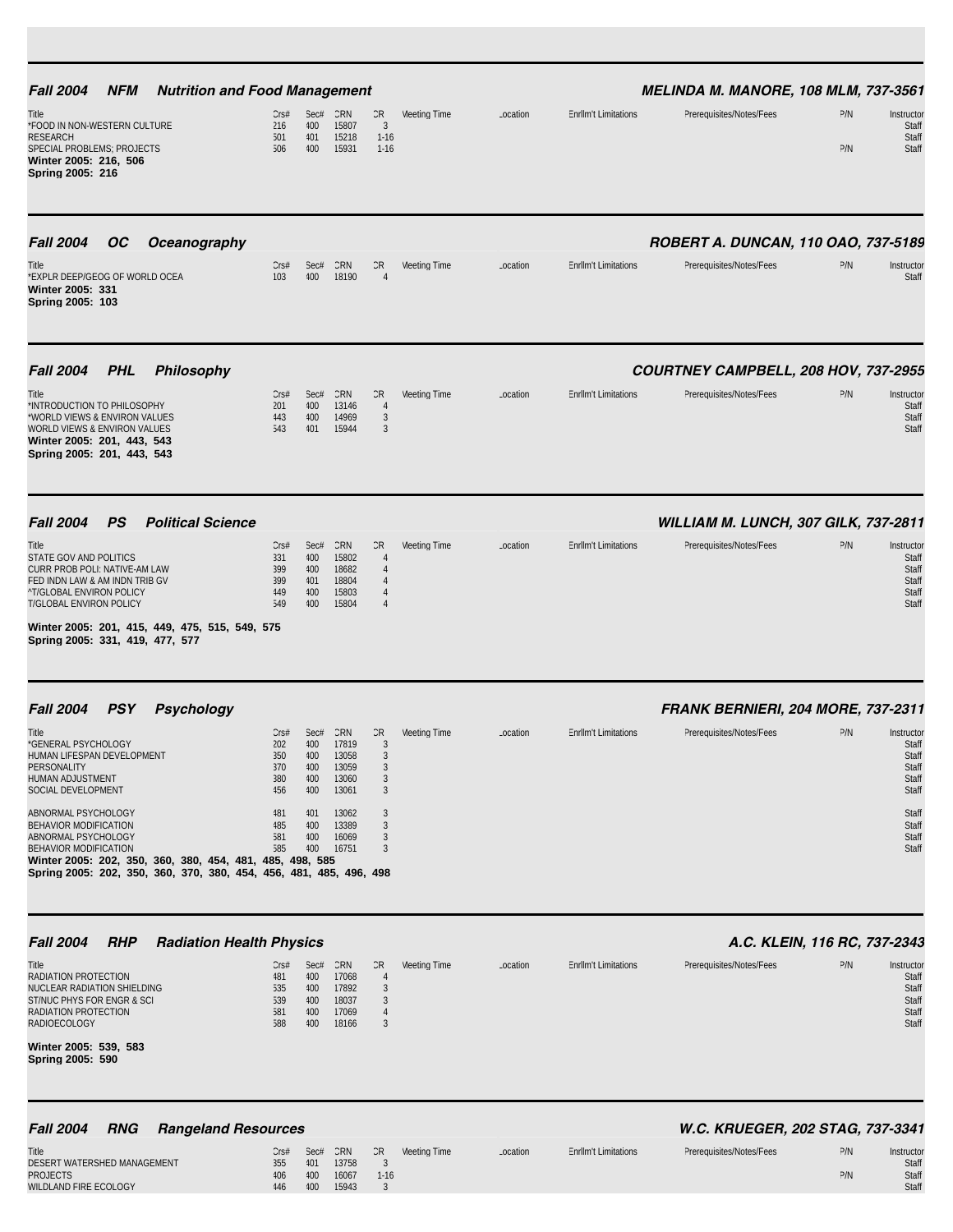## Fall 2004 NFM Nutrition and Food Management

**MELINDA M. MANORE, 108 MLM, 737-3561**

| Title | Crs# | Sec# | CRN | CR | Meeting Time | Location | Enrllm't Limitations | Prerequisites/Notes/Fees | P/N | Instructor |
|---|---|---|---|---|---|---|---|---|---|---|
| *FOOD IN NON-WESTERN CULTURE | 216 | 400 | 15807 | 3 | | | | | | Staff |
| RESEARCH | 501 | 401 | 15218 | 1-16 | | | | | | Staff |
| SPECIAL PROBLEMS; PROJECTS | 506 | 400 | 15931 | 1-16 | | | | | P/N | Staff |

**Winter 2005: 216, 506**
**Spring 2005: 216**

## Fall 2004 OC Oceanography

**ROBERT A. DUNCAN, 110 OAO, 737-5189**

| Title | Crs# | Sec# | CRN | CR | Meeting Time | Location | Enrllm't Limitations | Prerequisites/Notes/Fees | P/N | Instructor |
|---|---|---|---|---|---|---|---|---|---|---|
| *EXPLR DEEP/GEOG OF WORLD OCEA | 103 | 400 | 18190 | 4 | | | | | | Staff |

**Winter 2005: 331**
**Spring 2005: 103**

## Fall 2004 PHL Philosophy

**COURTNEY CAMPBELL, 208 HOV, 737-2955**

| Title | Crs# | Sec# | CRN | CR | Meeting Time | Location | Enrllm't Limitations | Prerequisites/Notes/Fees | P/N | Instructor |
|---|---|---|---|---|---|---|---|---|---|---|
| *INTRODUCTION TO PHILOSOPHY | 201 | 400 | 13146 | 4 | | | | | | Staff |
| *WORLD VIEWS & ENVIRON VALUES | 443 | 400 | 14969 | 3 | | | | | | Staff |
| WORLD VIEWS & ENVIRON VALUES | 543 | 401 | 15944 | 3 | | | | | | Staff |

**Winter 2005: 201, 443, 543**
**Spring 2005: 201, 443, 543**

## Fall 2004 PS Political Science

**WILLIAM M. LUNCH, 307 GILK, 737-2811**

| Title | Crs# | Sec# | CRN | CR | Meeting Time | Location | Enrllm't Limitations | Prerequisites/Notes/Fees | P/N | Instructor |
|---|---|---|---|---|---|---|---|---|---|---|
| STATE GOV AND POLITICS | 331 | 400 | 15802 | 4 | | | | | | Staff |
| CURR PROB POLI: NATIVE-AM LAW | 399 | 400 | 18682 | 4 | | | | | | Staff |
| FED INDN LAW & AM INDN TRIB GV | 399 | 401 | 18804 | 4 | | | | | | Staff |
| ^T/GLOBAL ENVIRON POLICY | 449 | 400 | 15803 | 4 | | | | | | Staff |
| T/GLOBAL ENVIRON POLICY | 549 | 400 | 15804 | 4 | | | | | | Staff |

**Winter 2005: 201, 415, 449, 475, 515, 549, 575**
**Spring 2005: 331, 419, 477, 577**

## Fall 2004 PSY Psychology

**FRANK BERNIERI, 204 MORE, 737-2311**

| Title | Crs# | Sec# | CRN | CR | Meeting Time | Location | Enrllm't Limitations | Prerequisites/Notes/Fees | P/N | Instructor |
|---|---|---|---|---|---|---|---|---|---|---|
| *GENERAL PSYCHOLOGY | 202 | 400 | 17819 | 3 | | | | | | Staff |
| HUMAN LIFESPAN DEVELOPMENT | 350 | 400 | 13058 | 3 | | | | | | Staff |
| PERSONALITY | 370 | 400 | 13059 | 3 | | | | | | Staff |
| HUMAN ADJUSTMENT | 380 | 400 | 13060 | 3 | | | | | | Staff |
| SOCIAL DEVELOPMENT | 456 | 400 | 13061 | 3 | | | | | | Staff |
| ABNORMAL PSYCHOLOGY | 481 | 401 | 13062 | 3 | | | | | | Staff |
| BEHAVIOR MODIFICATION | 485 | 400 | 13389 | 3 | | | | | | Staff |
| ABNORMAL PSYCHOLOGY | 581 | 400 | 16069 | 3 | | | | | | Staff |
| BEHAVIOR MODIFICATION | 585 | 400 | 16751 | 3 | | | | | | Staff |

**Winter 2005: 202, 350, 360, 380, 454, 481, 485, 498, 585**
**Spring 2005: 202, 350, 360, 370, 380, 454, 456, 481, 485, 496, 498**

## Fall 2004 RHP Radiation Health Physics

**A.C. KLEIN, 116 RC, 737-2343**

| Title | Crs# | Sec# | CRN | CR | Meeting Time | Location | Enrllm't Limitations | Prerequisites/Notes/Fees | P/N | Instructor |
|---|---|---|---|---|---|---|---|---|---|---|
| RADIATION PROTECTION | 481 | 400 | 17068 | 4 | | | | | | Staff |
| NUCLEAR RADIATION SHIELDING | 535 | 400 | 17892 | 3 | | | | | | Staff |
| ST/NUC PHYS FOR ENGR & SCI | 539 | 400 | 18037 | 3 | | | | | | Staff |
| RADIATION PROTECTION | 581 | 400 | 17069 | 4 | | | | | | Staff |
| RADIOECOLOGY | 588 | 400 | 18166 | 3 | | | | | | Staff |

**Winter 2005: 539, 583**
**Spring 2005: 590**

## Fall 2004 RNG Rangeland Resources

**W.C. KRUEGER, 202 STAG, 737-3341**

| Title | Crs# | Sec# | CRN | CR | Meeting Time | Location | Enrllm't Limitations | Prerequisites/Notes/Fees | P/N | Instructor |
|---|---|---|---|---|---|---|---|---|---|---|
| DESERT WATERSHED MANAGEMENT | 355 | 401 | 13758 | 3 | | | | | | Staff |
| PROJECTS | 406 | 400 | 16067 | 1-16 | | | | | P/N | Staff |
| WILDLAND FIRE ECOLOGY | 446 | 400 | 15943 | 3 | | | | | | Staff |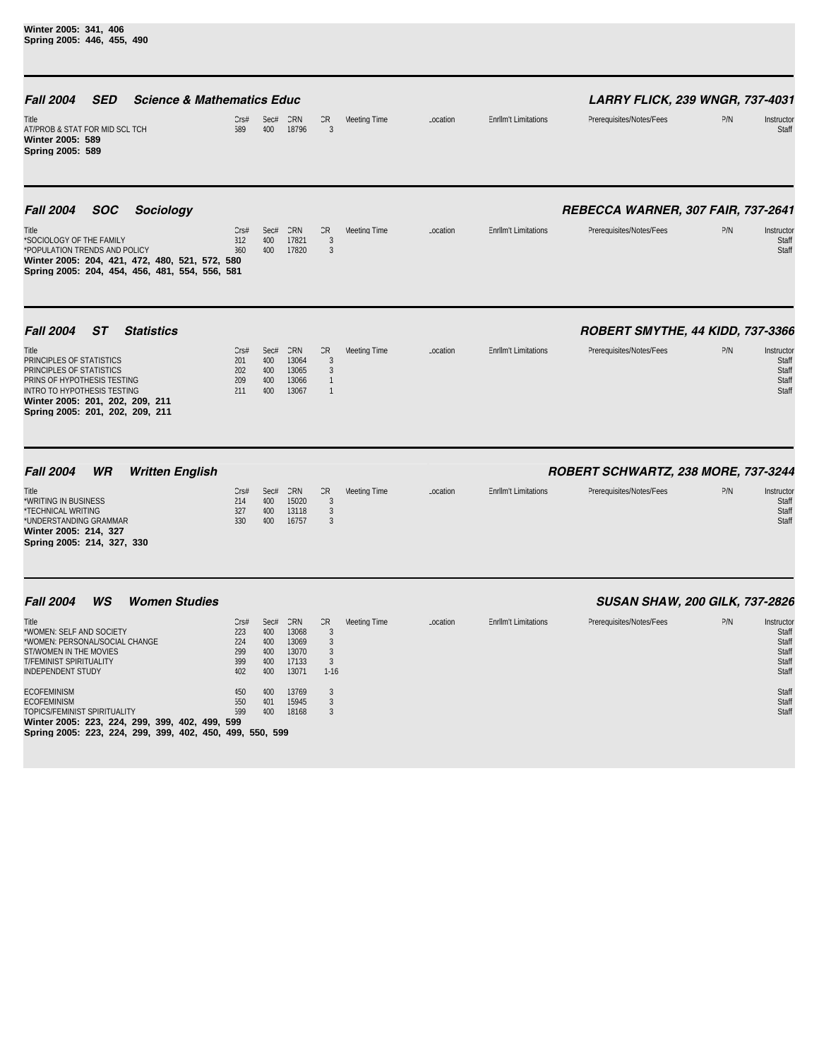Winter 2005: 341, 406
Spring 2005: 446, 455, 490

## Fall 2004 SED Science & Mathematics Educ — LARRY FLICK, 239 WNGR, 737-4031

| Title | Crs# | Sec# | CRN | CR | Meeting Time | Location | Enrllm't Limitations | Prerequisites/Notes/Fees | P/N | Instructor |
|---|---|---|---|---|---|---|---|---|---|---|
| AT/PROB & STAT FOR MID SCL TCH | 589 | 400 | 18796 | 3 | | | | | | Staff |

**Winter 2005: 589**
**Spring 2005: 589**

## Fall 2004 SOC Sociology — REBECCA WARNER, 307 FAIR, 737-2641

| Title | Crs# | Sec# | CRN | CR | Meeting Time | Location | Enrllm't Limitations | Prerequisites/Notes/Fees | P/N | Instructor |
|---|---|---|---|---|---|---|---|---|---|---|
| *SOCIOLOGY OF THE FAMILY | 312 | 400 | 17821 | 3 | | | | | | Staff |
| *POPULATION TRENDS AND POLICY | 360 | 400 | 17820 | 3 | | | | | | Staff |

**Winter 2005: 204, 421, 472, 480, 521, 572, 580**
**Spring 2005: 204, 454, 456, 481, 554, 556, 581**

## Fall 2004 ST Statistics — ROBERT SMYTHE, 44 KIDD, 737-3366

| Title | Crs# | Sec# | CRN | CR | Meeting Time | Location | Enrllm't Limitations | Prerequisites/Notes/Fees | P/N | Instructor |
|---|---|---|---|---|---|---|---|---|---|---|
| PRINCIPLES OF STATISTICS | 201 | 400 | 13064 | 3 | | | | | | Staff |
| PRINCIPLES OF STATISTICS | 202 | 400 | 13065 | 3 | | | | | | Staff |
| PRINS OF HYPOTHESIS TESTING | 209 | 400 | 13066 | 1 | | | | | | Staff |
| INTRO TO HYPOTHESIS TESTING | 211 | 400 | 13067 | 1 | | | | | | Staff |

**Winter 2005: 201, 202, 209, 211**
**Spring 2005: 201, 202, 209, 211**

## Fall 2004 WR Written English — ROBERT SCHWARTZ, 238 MORE, 737-3244

| Title | Crs# | Sec# | CRN | CR | Meeting Time | Location | Enrllm't Limitations | Prerequisites/Notes/Fees | P/N | Instructor |
|---|---|---|---|---|---|---|---|---|---|---|
| *WRITING IN BUSINESS | 214 | 400 | 15020 | 3 | | | | | | Staff |
| *TECHNICAL WRITING | 327 | 400 | 13118 | 3 | | | | | | Staff |
| *UNDERSTANDING GRAMMAR | 330 | 400 | 16757 | 3 | | | | | | Staff |

**Winter 2005: 214, 327**
**Spring 2005: 214, 327, 330**

## Fall 2004 WS Women Studies — SUSAN SHAW, 200 GILK, 737-2826

| Title | Crs# | Sec# | CRN | CR | Meeting Time | Location | Enrllm't Limitations | Prerequisites/Notes/Fees | P/N | Instructor |
|---|---|---|---|---|---|---|---|---|---|---|
| *WOMEN: SELF AND SOCIETY | 223 | 400 | 13068 | 3 | | | | | | Staff |
| *WOMEN: PERSONAL/SOCIAL CHANGE | 224 | 400 | 13069 | 3 | | | | | | Staff |
| ST/WOMEN IN THE MOVIES | 299 | 400 | 13070 | 3 | | | | | | Staff |
| T/FEMINIST SPIRITUALITY | 399 | 400 | 17133 | 3 | | | | | | Staff |
| INDEPENDENT STUDY | 402 | 400 | 13071 | 1-16 | | | | | | Staff |
| ECOFEMINISM | 450 | 400 | 13769 | 3 | | | | | | Staff |
| ECOFEMINISM | 550 | 401 | 15945 | 3 | | | | | | Staff |
| TOPICS/FEMINIST SPIRITUALITY | 599 | 400 | 18168 | 3 | | | | | | Staff |

**Winter 2005: 223, 224, 299, 399, 402, 499, 599**
**Spring 2005: 223, 224, 299, 399, 402, 450, 499, 550, 599**